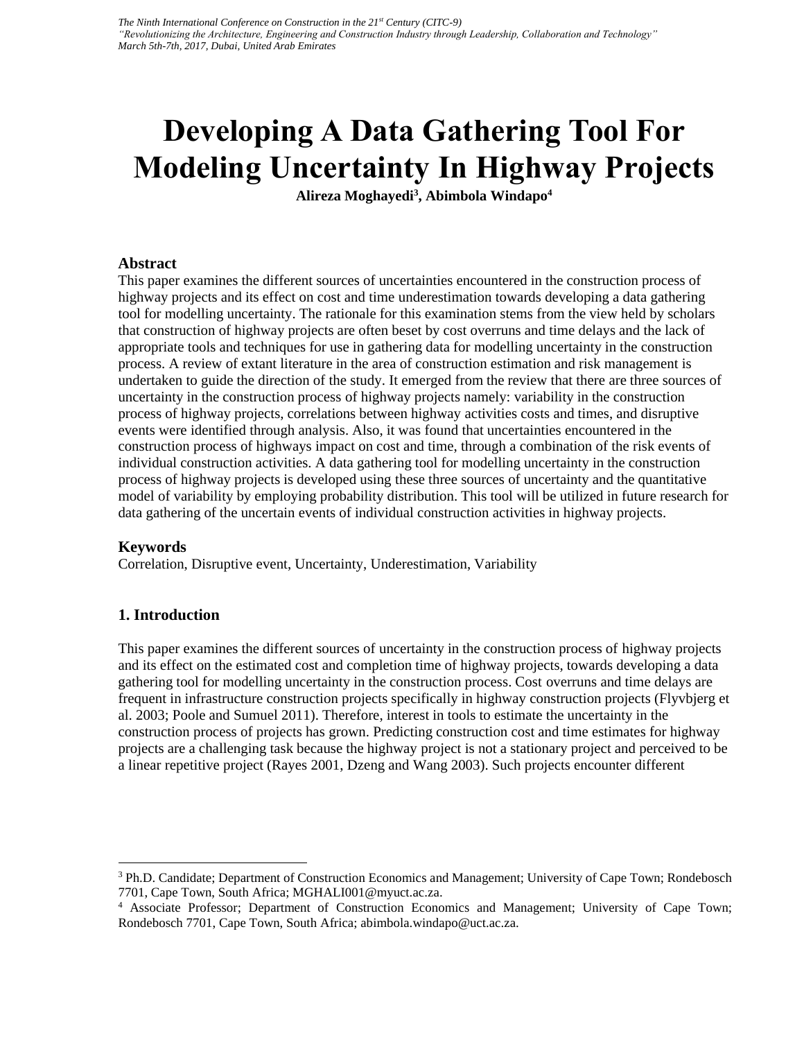# Developing A Data Gathering Tool For Modeling Uncertainty In Highway Projects

**Alireza Moghayedi[3], Abimbola Windapo[4]**

## Abstract

This paper examines the different sources of uncertainties encountered in the construction process of highway projects and its effect on cost and time underestimation towards developing a data gathering tool for modelling uncertainty. The rationale for this examination stems from the view held by scholars that construction of highway projects are often beset by cost overruns and time delays and the lack of appropriate tools and techniques for use in gathering data for modelling uncertainty in the construction process. A review of extant literature in the area of construction estimation and risk management is undertaken to guide the direction of the study. It emerged from the review that there are three sources of uncertainty in the construction process of highway projects namely: variability in the construction process of highway projects, correlations between highway activities costs and times, and disruptive events were identified through analysis. Also, it was found that uncertainties encountered in the construction process of highways impact on cost and time, through a combination of the risk events of individual construction activities. A data gathering tool for modelling uncertainty in the construction process of highway projects is developed using these three sources of uncertainty and the quantitative model of variability by employing probability distribution. This tool will be utilized in future research for data gathering of the uncertain events of individual construction activities in highway projects.

## Keywords

Correlation, Disruptive event, Uncertainty, Underestimation, Variability

## 1. Introduction

This paper examines the different sources of uncertainty in the construction process of highway projects and its effect on the estimated cost and completion time of highway projects, towards developing a data gathering tool for modelling uncertainty in the construction process. Cost overruns and time delays are frequent in infrastructure construction projects specifically in highway construction projects (Flyvbjerg et al. 2003; Poole and Sumuel 2011). Therefore, interest in tools to estimate the uncertainty in the construction process of projects has grown. Predicting construction cost and time estimates for highway projects are a challenging task because the highway project is not a stationary project and perceived to be a linear repetitive project (Rayes 2001, Dzeng and Wang 2003). Such projects encounter different

---

[3] Ph.D. Candidate; Department of Construction Economics and Management; University of Cape Town; Rondebosch 7701, Cape Town, South Africa; MGHALI001@myuct.ac.za.

[4] Associate Professor; Department of Construction Economics and Management; University of Cape Town; Rondebosch 7701, Cape Town, South Africa; abimbola.windapo@uct.ac.za.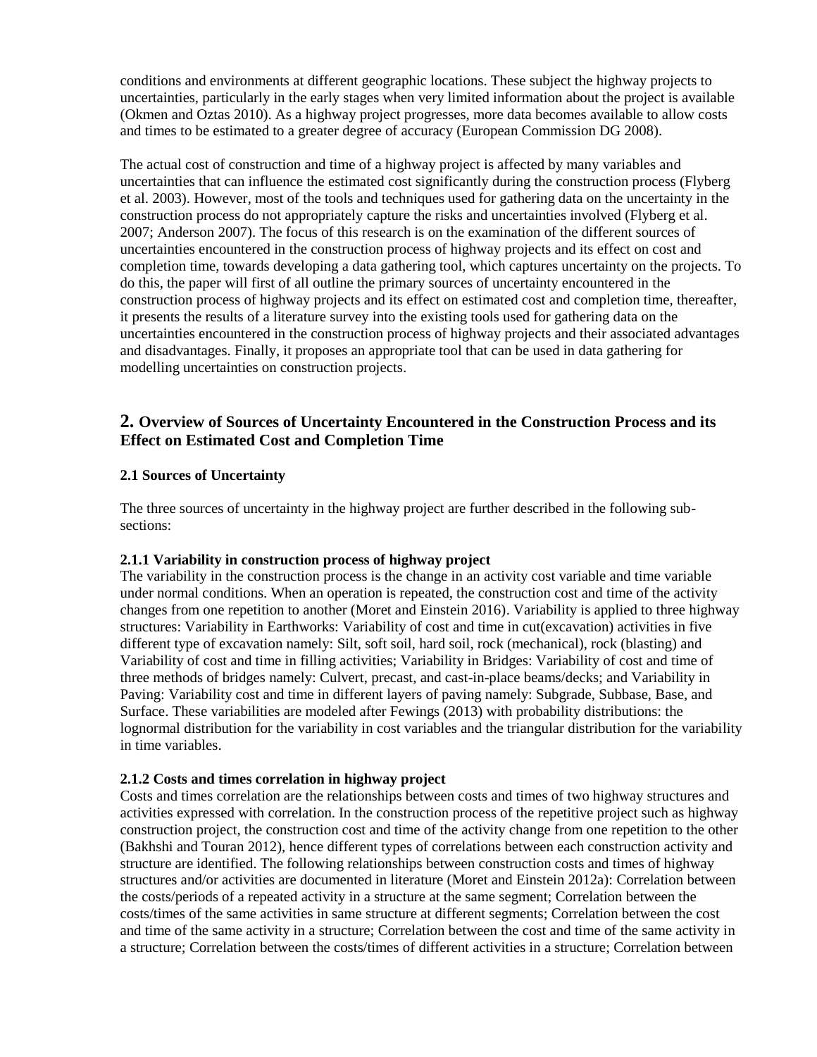conditions and environments at different geographic locations. These subject the highway projects to uncertainties, particularly in the early stages when very limited information about the project is available (Okmen and Oztas 2010). As a highway project progresses, more data becomes available to allow costs and times to be estimated to a greater degree of accuracy (European Commission DG 2008).

The actual cost of construction and time of a highway project is affected by many variables and uncertainties that can influence the estimated cost significantly during the construction process (Flyberg et al. 2003). However, most of the tools and techniques used for gathering data on the uncertainty in the construction process do not appropriately capture the risks and uncertainties involved (Flyberg et al. 2007; Anderson 2007). The focus of this research is on the examination of the different sources of uncertainties encountered in the construction process of highway projects and its effect on cost and completion time, towards developing a data gathering tool, which captures uncertainty on the projects. To do this, the paper will first of all outline the primary sources of uncertainty encountered in the construction process of highway projects and its effect on estimated cost and completion time, thereafter, it presents the results of a literature survey into the existing tools used for gathering data on the uncertainties encountered in the construction process of highway projects and their associated advantages and disadvantages. Finally, it proposes an appropriate tool that can be used in data gathering for modelling uncertainties on construction projects.

## 2. Overview of Sources of Uncertainty Encountered in the Construction Process and its Effect on Estimated Cost and Completion Time

### 2.1 Sources of Uncertainty

The three sources of uncertainty in the highway project are further described in the following sub-sections:

#### 2.1.1 Variability in construction process of highway project

The variability in the construction process is the change in an activity cost variable and time variable under normal conditions. When an operation is repeated, the construction cost and time of the activity changes from one repetition to another (Moret and Einstein 2016). Variability is applied to three highway structures: Variability in Earthworks: Variability of cost and time in cut(excavation) activities in five different type of excavation namely: Silt, soft soil, hard soil, rock (mechanical), rock (blasting) and Variability of cost and time in filling activities; Variability in Bridges: Variability of cost and time of three methods of bridges namely: Culvert, precast, and cast-in-place beams/decks; and Variability in Paving: Variability cost and time in different layers of paving namely: Subgrade, Subbase, Base, and Surface. These variabilities are modeled after Fewings (2013) with probability distributions: the lognormal distribution for the variability in cost variables and the triangular distribution for the variability in time variables.

#### 2.1.2 Costs and times correlation in highway project

Costs and times correlation are the relationships between costs and times of two highway structures and activities expressed with correlation. In the construction process of the repetitive project such as highway construction project, the construction cost and time of the activity change from one repetition to the other (Bakhshi and Touran 2012), hence different types of correlations between each construction activity and structure are identified. The following relationships between construction costs and times of highway structures and/or activities are documented in literature (Moret and Einstein 2012a): Correlation between the costs/periods of a repeated activity in a structure at the same segment; Correlation between the costs/times of the same activities in same structure at different segments; Correlation between the cost and time of the same activity in a structure; Correlation between the cost and time of the same activity in a structure; Correlation between the costs/times of different activities in a structure; Correlation between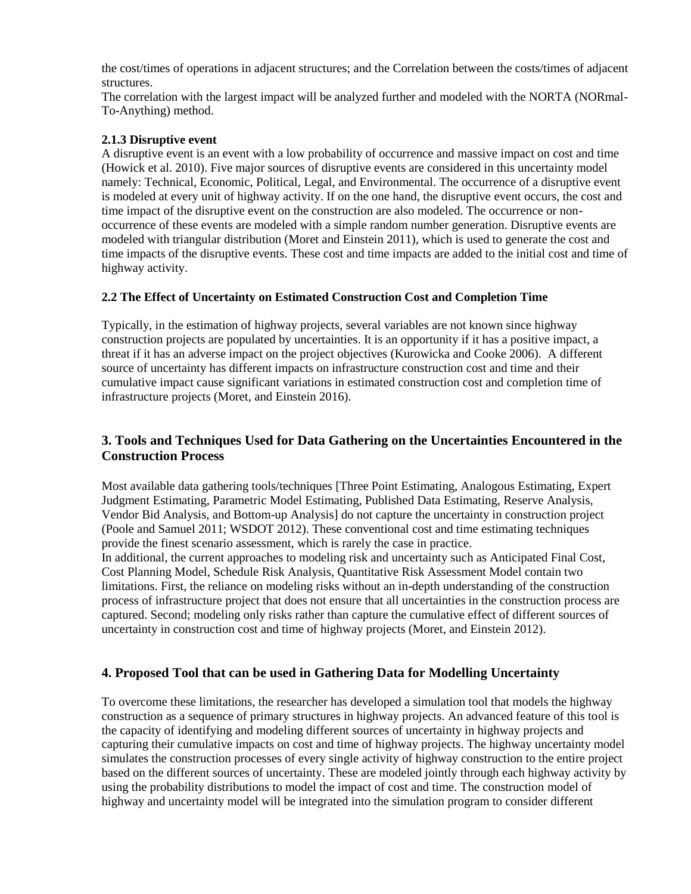the cost/times of operations in adjacent structures; and the Correlation between the costs/times of adjacent structures.

The correlation with the largest impact will be analyzed further and modeled with the NORTA (NORmal-To-Anything) method.

### 2.1.3 Disruptive event

A disruptive event is an event with a low probability of occurrence and massive impact on cost and time (Howick et al. 2010). Five major sources of disruptive events are considered in this uncertainty model namely: Technical, Economic, Political, Legal, and Environmental. The occurrence of a disruptive event is modeled at every unit of highway activity. If on the one hand, the disruptive event occurs, the cost and time impact of the disruptive event on the construction are also modeled. The occurrence or non-occurrence of these events are modeled with a simple random number generation. Disruptive events are modeled with triangular distribution (Moret and Einstein 2011), which is used to generate the cost and time impacts of the disruptive events. These cost and time impacts are added to the initial cost and time of highway activity.

### 2.2 The Effect of Uncertainty on Estimated Construction Cost and Completion Time

Typically, in the estimation of highway projects, several variables are not known since highway construction projects are populated by uncertainties. It is an opportunity if it has a positive impact, a threat if it has an adverse impact on the project objectives (Kurowicka and Cooke 2006). A different source of uncertainty has different impacts on infrastructure construction cost and time and their cumulative impact cause significant variations in estimated construction cost and completion time of infrastructure projects (Moret, and Einstein 2016).

## 3. Tools and Techniques Used for Data Gathering on the Uncertainties Encountered in the Construction Process

Most available data gathering tools/techniques [Three Point Estimating, Analogous Estimating, Expert Judgment Estimating, Parametric Model Estimating, Published Data Estimating, Reserve Analysis, Vendor Bid Analysis, and Bottom-up Analysis] do not capture the uncertainty in construction project (Poole and Samuel 2011; WSDOT 2012). These conventional cost and time estimating techniques provide the finest scenario assessment, which is rarely the case in practice.

In additional, the current approaches to modeling risk and uncertainty such as Anticipated Final Cost, Cost Planning Model, Schedule Risk Analysis, Quantitative Risk Assessment Model contain two limitations. First, the reliance on modeling risks without an in-depth understanding of the construction process of infrastructure project that does not ensure that all uncertainties in the construction process are captured. Second; modeling only risks rather than capture the cumulative effect of different sources of uncertainty in construction cost and time of highway projects (Moret, and Einstein 2012).

## 4. Proposed Tool that can be used in Gathering Data for Modelling Uncertainty

To overcome these limitations, the researcher has developed a simulation tool that models the highway construction as a sequence of primary structures in highway projects. An advanced feature of this tool is the capacity of identifying and modeling different sources of uncertainty in highway projects and capturing their cumulative impacts on cost and time of highway projects. The highway uncertainty model simulates the construction processes of every single activity of highway construction to the entire project based on the different sources of uncertainty. These are modeled jointly through each highway activity by using the probability distributions to model the impact of cost and time. The construction model of highway and uncertainty model will be integrated into the simulation program to consider different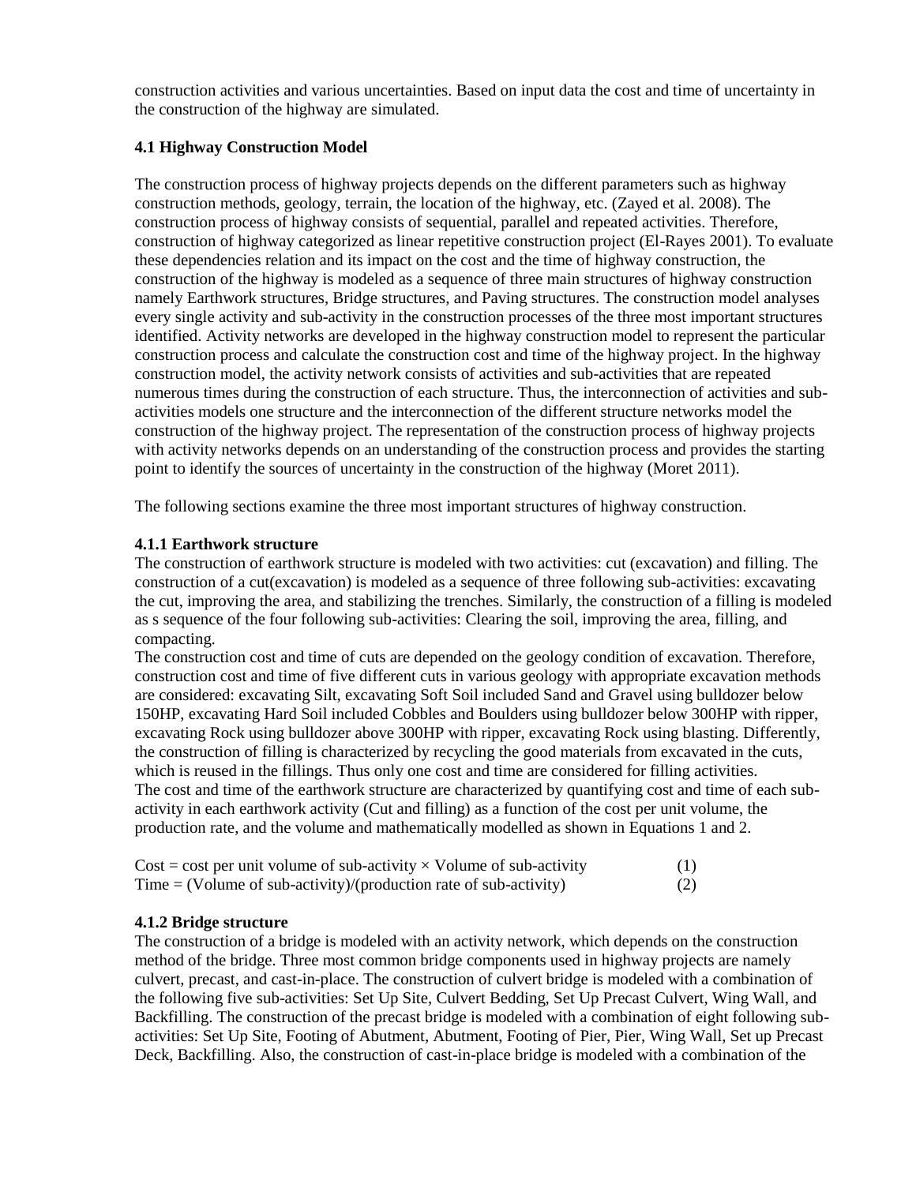construction activities and various uncertainties. Based on input data the cost and time of uncertainty in the construction of the highway are simulated.

### 4.1 Highway Construction Model

The construction process of highway projects depends on the different parameters such as highway construction methods, geology, terrain, the location of the highway, etc. (Zayed et al. 2008). The construction process of highway consists of sequential, parallel and repeated activities. Therefore, construction of highway categorized as linear repetitive construction project (El-Rayes 2001). To evaluate these dependencies relation and its impact on the cost and the time of highway construction, the construction of the highway is modeled as a sequence of three main structures of highway construction namely Earthwork structures, Bridge structures, and Paving structures. The construction model analyses every single activity and sub-activity in the construction processes of the three most important structures identified. Activity networks are developed in the highway construction model to represent the particular construction process and calculate the construction cost and time of the highway project. In the highway construction model, the activity network consists of activities and sub-activities that are repeated numerous times during the construction of each structure. Thus, the interconnection of activities and sub-activities models one structure and the interconnection of the different structure networks model the construction of the highway project. The representation of the construction process of highway projects with activity networks depends on an understanding of the construction process and provides the starting point to identify the sources of uncertainty in the construction of the highway (Moret 2011).

The following sections examine the three most important structures of highway construction.

#### 4.1.1 Earthwork structure

The construction of earthwork structure is modeled with two activities: cut (excavation) and filling. The construction of a cut(excavation) is modeled as a sequence of three following sub-activities: excavating the cut, improving the area, and stabilizing the trenches. Similarly, the construction of a filling is modeled as s sequence of the four following sub-activities: Clearing the soil, improving the area, filling, and compacting.

The construction cost and time of cuts are depended on the geology condition of excavation. Therefore, construction cost and time of five different cuts in various geology with appropriate excavation methods are considered: excavating Silt, excavating Soft Soil included Sand and Gravel using bulldozer below 150HP, excavating Hard Soil included Cobbles and Boulders using bulldozer below 300HP with ripper, excavating Rock using bulldozer above 300HP with ripper, excavating Rock using blasting. Differently, the construction of filling is characterized by recycling the good materials from excavated in the cuts, which is reused in the fillings. Thus only one cost and time are considered for filling activities.

The cost and time of the earthwork structure are characterized by quantifying cost and time of each sub-activity in each earthwork activity (Cut and filling) as a function of the cost per unit volume, the production rate, and the volume and mathematically modelled as shown in Equations 1 and 2.

$$\text{Cost} = \text{cost per unit volume of sub-activity} \times \text{Volume of sub-activity} \quad (1)$$

$$\text{Time} = (\text{Volume of sub-activity})/(\text{production rate of sub-activity}) \quad (2)$$

#### 4.1.2 Bridge structure

The construction of a bridge is modeled with an activity network, which depends on the construction method of the bridge. Three most common bridge components used in highway projects are namely culvert, precast, and cast-in-place. The construction of culvert bridge is modeled with a combination of the following five sub-activities: Set Up Site, Culvert Bedding, Set Up Precast Culvert, Wing Wall, and Backfilling. The construction of the precast bridge is modeled with a combination of eight following sub-activities: Set Up Site, Footing of Abutment, Abutment, Footing of Pier, Pier, Wing Wall, Set up Precast Deck, Backfilling. Also, the construction of cast-in-place bridge is modeled with a combination of the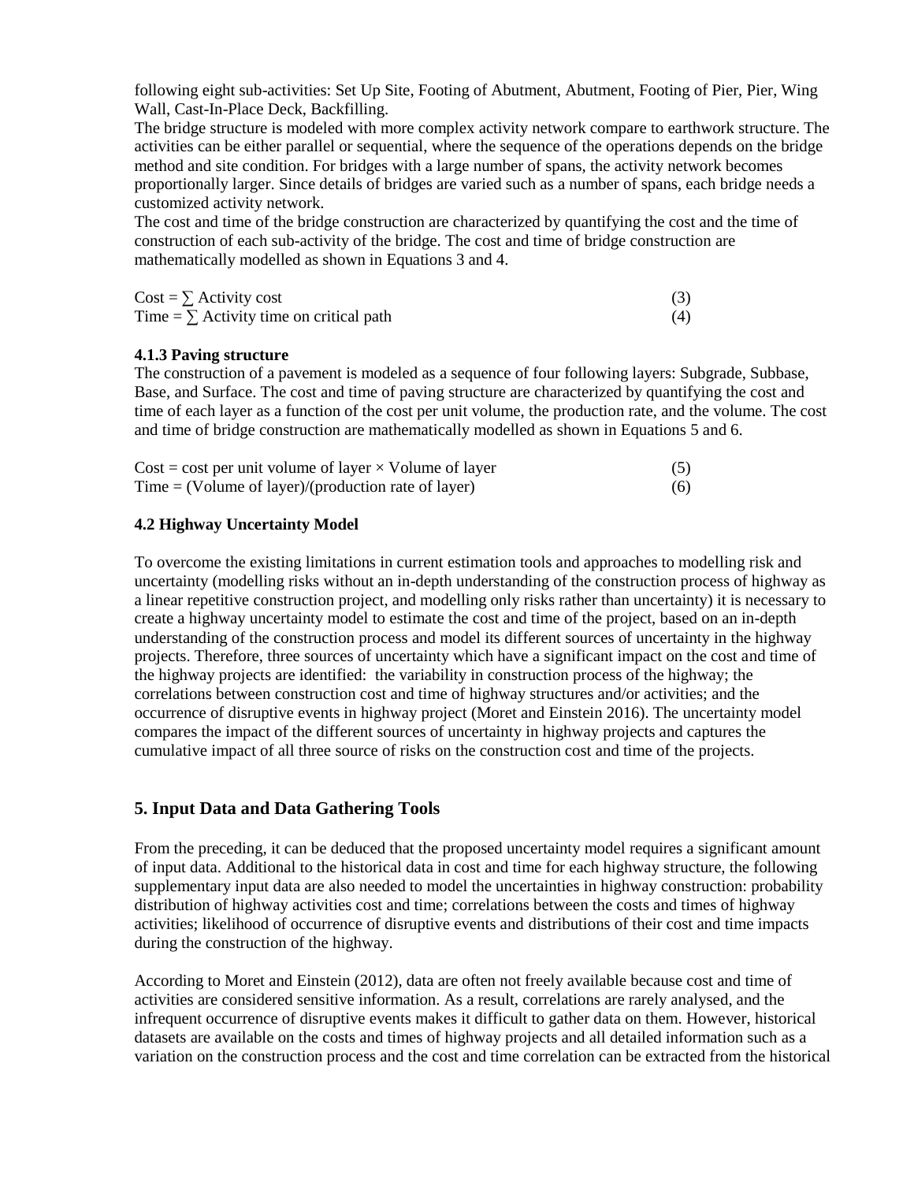following eight sub-activities: Set Up Site, Footing of Abutment, Abutment, Footing of Pier, Pier, Wing Wall, Cast-In-Place Deck, Backfilling.

The bridge structure is modeled with more complex activity network compare to earthwork structure. The activities can be either parallel or sequential, where the sequence of the operations depends on the bridge method and site condition. For bridges with a large number of spans, the activity network becomes proportionally larger. Since details of bridges are varied such as a number of spans, each bridge needs a customized activity network.

The cost and time of the bridge construction are characterized by quantifying the cost and the time of construction of each sub-activity of the bridge. The cost and time of bridge construction are mathematically modelled as shown in Equations 3 and 4.

$$\text{Cost} = \sum \text{Activity cost} \tag{3}$$

$$\text{Time} = \sum \text{Activity time on critical path} \tag{4}$$

### 4.1.3 Paving structure

The construction of a pavement is modeled as a sequence of four following layers: Subgrade, Subbase, Base, and Surface. The cost and time of paving structure are characterized by quantifying the cost and time of each layer as a function of the cost per unit volume, the production rate, and the volume. The cost and time of bridge construction are mathematically modelled as shown in Equations 5 and 6.

$$\text{Cost} = \text{cost per unit volume of layer} \times \text{Volume of layer} \tag{5}$$

$$\text{Time} = (\text{Volume of layer})/(\text{production rate of layer}) \tag{6}$$

### 4.2 Highway Uncertainty Model

To overcome the existing limitations in current estimation tools and approaches to modelling risk and uncertainty (modelling risks without an in-depth understanding of the construction process of highway as a linear repetitive construction project, and modelling only risks rather than uncertainty) it is necessary to create a highway uncertainty model to estimate the cost and time of the project, based on an in-depth understanding of the construction process and model its different sources of uncertainty in the highway projects. Therefore, three sources of uncertainty which have a significant impact on the cost and time of the highway projects are identified: the variability in construction process of the highway; the correlations between construction cost and time of highway structures and/or activities; and the occurrence of disruptive events in highway project (Moret and Einstein 2016). The uncertainty model compares the impact of the different sources of uncertainty in highway projects and captures the cumulative impact of all three source of risks on the construction cost and time of the projects.

## 5. Input Data and Data Gathering Tools

From the preceding, it can be deduced that the proposed uncertainty model requires a significant amount of input data. Additional to the historical data in cost and time for each highway structure, the following supplementary input data are also needed to model the uncertainties in highway construction: probability distribution of highway activities cost and time; correlations between the costs and times of highway activities; likelihood of occurrence of disruptive events and distributions of their cost and time impacts during the construction of the highway.

According to Moret and Einstein (2012), data are often not freely available because cost and time of activities are considered sensitive information. As a result, correlations are rarely analysed, and the infrequent occurrence of disruptive events makes it difficult to gather data on them. However, historical datasets are available on the costs and times of highway projects and all detailed information such as a variation on the construction process and the cost and time correlation can be extracted from the historical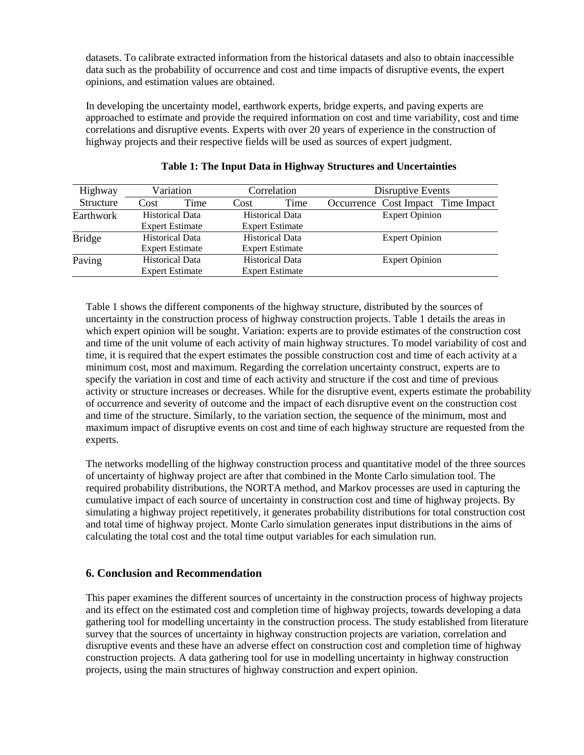datasets. To calibrate extracted information from the historical datasets and also to obtain inaccessible data such as the probability of occurrence and cost and time impacts of disruptive events, the expert opinions, and estimation values are obtained.

In developing the uncertainty model, earthwork experts, bridge experts, and paving experts are approached to estimate and provide the required information on cost and time variability, cost and time correlations and disruptive events. Experts with over 20 years of experience in the construction of highway projects and their respective fields will be used as sources of expert judgment.

**Table 1: The Input Data in Highway Structures and Uncertainties**

| Highway Structure | Variation | | Correlation | | Disruptive Events | | |
|---|---|---|---|---|---|---|---|
| | Cost | Time | Cost | Time | Occurrence | Cost Impact | Time Impact |
| Earthwork | Historical Data<br>Expert Estimate | | Historical Data<br>Expert Estimate | | Expert Opinion | | |
| Bridge | Historical Data<br>Expert Estimate | | Historical Data<br>Expert Estimate | | Expert Opinion | | |
| Paving | Historical Data<br>Expert Estimate | | Historical Data<br>Expert Estimate | | Expert Opinion | | |

Table 1 shows the different components of the highway structure, distributed by the sources of uncertainty in the construction process of highway construction projects. Table 1 details the areas in which expert opinion will be sought. Variation: experts are to provide estimates of the construction cost and time of the unit volume of each activity of main highway structures. To model variability of cost and time, it is required that the expert estimates the possible construction cost and time of each activity at a minimum cost, most and maximum. Regarding the correlation uncertainty construct, experts are to specify the variation in cost and time of each activity and structure if the cost and time of previous activity or structure increases or decreases. While for the disruptive event, experts estimate the probability of occurrence and severity of outcome and the impact of each disruptive event on the construction cost and time of the structure. Similarly, to the variation section, the sequence of the minimum, most and maximum impact of disruptive events on cost and time of each highway structure are requested from the experts.

The networks modelling of the highway construction process and quantitative model of the three sources of uncertainty of highway project are after that combined in the Monte Carlo simulation tool. The required probability distributions, the NORTA method, and Markov processes are used in capturing the cumulative impact of each source of uncertainty in construction cost and time of highway projects. By simulating a highway project repetitively, it generates probability distributions for total construction cost and total time of highway project. Monte Carlo simulation generates input distributions in the aims of calculating the total cost and the total time output variables for each simulation run.

## 6. Conclusion and Recommendation

This paper examines the different sources of uncertainty in the construction process of highway projects and its effect on the estimated cost and completion time of highway projects, towards developing a data gathering tool for modelling uncertainty in the construction process. The study established from literature survey that the sources of uncertainty in highway construction projects are variation, correlation and disruptive events and these have an adverse effect on construction cost and completion time of highway construction projects. A data gathering tool for use in modelling uncertainty in highway construction projects, using the main structures of highway construction and expert opinion.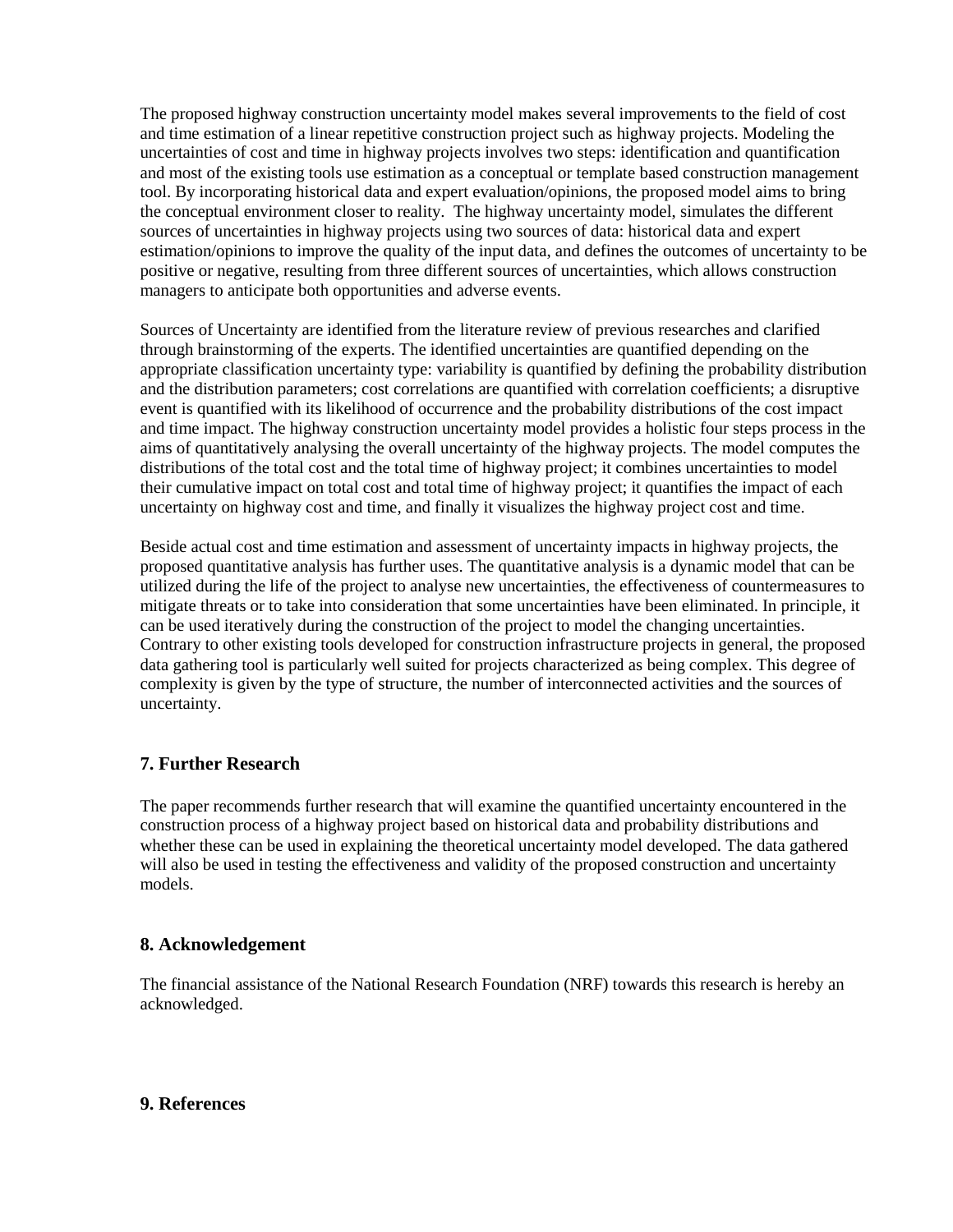The proposed highway construction uncertainty model makes several improvements to the field of cost and time estimation of a linear repetitive construction project such as highway projects. Modeling the uncertainties of cost and time in highway projects involves two steps: identification and quantification and most of the existing tools use estimation as a conceptual or template based construction management tool. By incorporating historical data and expert evaluation/opinions, the proposed model aims to bring the conceptual environment closer to reality. The highway uncertainty model, simulates the different sources of uncertainties in highway projects using two sources of data: historical data and expert estimation/opinions to improve the quality of the input data, and defines the outcomes of uncertainty to be positive or negative, resulting from three different sources of uncertainties, which allows construction managers to anticipate both opportunities and adverse events.

Sources of Uncertainty are identified from the literature review of previous researches and clarified through brainstorming of the experts. The identified uncertainties are quantified depending on the appropriate classification uncertainty type: variability is quantified by defining the probability distribution and the distribution parameters; cost correlations are quantified with correlation coefficients; a disruptive event is quantified with its likelihood of occurrence and the probability distributions of the cost impact and time impact. The highway construction uncertainty model provides a holistic four steps process in the aims of quantitatively analysing the overall uncertainty of the highway projects. The model computes the distributions of the total cost and the total time of highway project; it combines uncertainties to model their cumulative impact on total cost and total time of highway project; it quantifies the impact of each uncertainty on highway cost and time, and finally it visualizes the highway project cost and time.

Beside actual cost and time estimation and assessment of uncertainty impacts in highway projects, the proposed quantitative analysis has further uses. The quantitative analysis is a dynamic model that can be utilized during the life of the project to analyse new uncertainties, the effectiveness of countermeasures to mitigate threats or to take into consideration that some uncertainties have been eliminated. In principle, it can be used iteratively during the construction of the project to model the changing uncertainties. Contrary to other existing tools developed for construction infrastructure projects in general, the proposed data gathering tool is particularly well suited for projects characterized as being complex. This degree of complexity is given by the type of structure, the number of interconnected activities and the sources of uncertainty.

## 7. Further Research

The paper recommends further research that will examine the quantified uncertainty encountered in the construction process of a highway project based on historical data and probability distributions and whether these can be used in explaining the theoretical uncertainty model developed. The data gathered will also be used in testing the effectiveness and validity of the proposed construction and uncertainty models.

## 8. Acknowledgement

The financial assistance of the National Research Foundation (NRF) towards this research is hereby an acknowledged.

## 9. References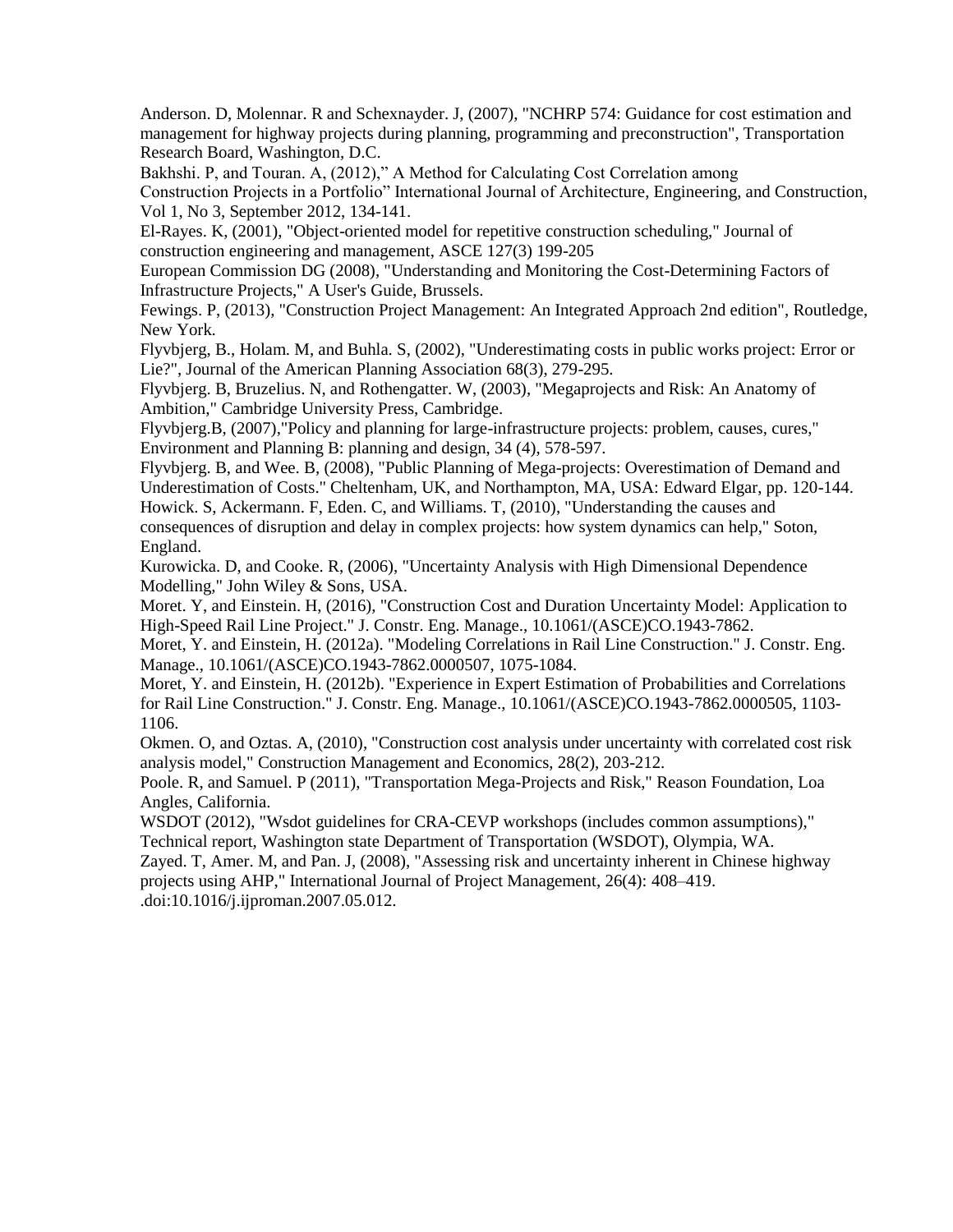Anderson. D, Molennar. R and Schexnayder. J, (2007), "NCHRP 574: Guidance for cost estimation and management for highway projects during planning, programming and preconstruction", Transportation Research Board, Washington, D.C.

Bakhshi. P, and Touran. A, (2012)," A Method for Calculating Cost Correlation among Construction Projects in a Portfolio" International Journal of Architecture, Engineering, and Construction, Vol 1, No 3, September 2012, 134-141.

El-Rayes. K, (2001), "Object-oriented model for repetitive construction scheduling," Journal of construction engineering and management, ASCE 127(3) 199-205

European Commission DG (2008), "Understanding and Monitoring the Cost-Determining Factors of Infrastructure Projects," A User's Guide, Brussels.

Fewings. P, (2013), "Construction Project Management: An Integrated Approach 2nd edition", Routledge, New York.

Flyvbjerg, B., Holam. M, and Buhla. S, (2002), "Underestimating costs in public works project: Error or Lie?", Journal of the American Planning Association 68(3), 279-295.

Flyvbjerg. B, Bruzelius. N, and Rothengatter. W, (2003), "Megaprojects and Risk: An Anatomy of Ambition," Cambridge University Press, Cambridge.

Flyvbjerg.B, (2007),"Policy and planning for large-infrastructure projects: problem, causes, cures," Environment and Planning B: planning and design, 34 (4), 578-597.

Flyvbjerg. B, and Wee. B, (2008), "Public Planning of Mega-projects: Overestimation of Demand and Underestimation of Costs." Cheltenham, UK, and Northampton, MA, USA: Edward Elgar, pp. 120-144.

Howick. S, Ackermann. F, Eden. C, and Williams. T, (2010), "Understanding the causes and consequences of disruption and delay in complex projects: how system dynamics can help," Soton, England.

Kurowicka. D, and Cooke. R, (2006), "Uncertainty Analysis with High Dimensional Dependence Modelling," John Wiley & Sons, USA.

Moret. Y, and Einstein. H, (2016), "Construction Cost and Duration Uncertainty Model: Application to High-Speed Rail Line Project." J. Constr. Eng. Manage., 10.1061/(ASCE)CO.1943-7862.

Moret, Y. and Einstein, H. (2012a). "Modeling Correlations in Rail Line Construction." J. Constr. Eng. Manage., 10.1061/(ASCE)CO.1943-7862.0000507, 1075-1084.

Moret, Y. and Einstein, H. (2012b). "Experience in Expert Estimation of Probabilities and Correlations for Rail Line Construction." J. Constr. Eng. Manage., 10.1061/(ASCE)CO.1943-7862.0000505, 1103-1106.

Okmen. O, and Oztas. A, (2010), "Construction cost analysis under uncertainty with correlated cost risk analysis model," Construction Management and Economics, 28(2), 203-212.

Poole. R, and Samuel. P (2011), "Transportation Mega-Projects and Risk," Reason Foundation, Loa Angles, California.

WSDOT (2012), "Wsdot guidelines for CRA-CEVP workshops (includes common assumptions)," Technical report, Washington state Department of Transportation (WSDOT), Olympia, WA.

Zayed. T, Amer. M, and Pan. J, (2008), "Assessing risk and uncertainty inherent in Chinese highway projects using AHP," International Journal of Project Management, 26(4): 408–419. .doi:10.1016/j.ijproman.2007.05.012.